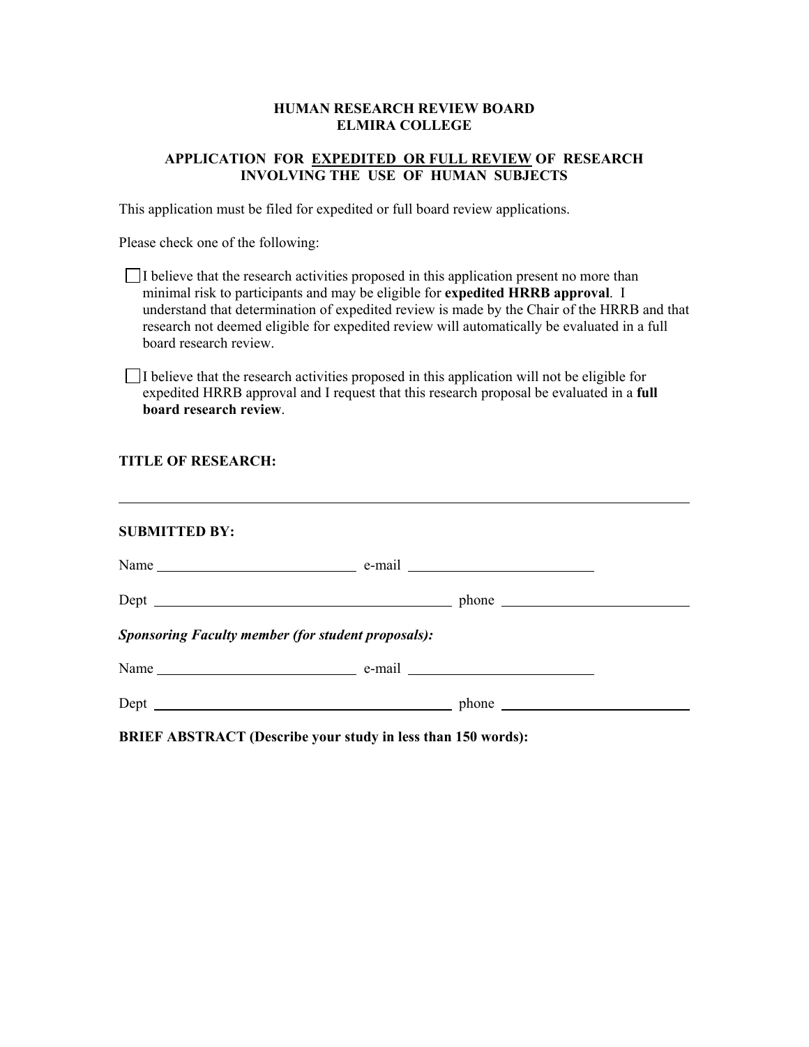**HUMAN RESEARCH REVIEW BOARD**
**ELMIRA COLLEGE**

**APPLICATION FOR EXPEDITED OR FULL REVIEW OF RESEARCH INVOLVING THE USE OF HUMAN SUBJECTS**

This application must be filed for expedited or full board review applications.

Please check one of the following:

☐ I believe that the research activities proposed in this application present no more than minimal risk to participants and may be eligible for **expedited HRRB approval**. I understand that determination of expedited review is made by the Chair of the HRRB and that research not deemed eligible for expedited review will automatically be evaluated in a full board research review.

☐ I believe that the research activities proposed in this application will not be eligible for expedited HRRB approval and I request that this research proposal be evaluated in a **full board research review**.

**TITLE OF RESEARCH:**

______________________________________________________________________

**SUBMITTED BY:**

Name ____________________________ e-mail ____________________________

Dept ____________________________________________ phone ____________________________

***Sponsoring Faculty member (for student proposals):***

Name ____________________________ e-mail ____________________________

Dept ____________________________________________ phone ____________________________

**BRIEF ABSTRACT (Describe your study in less than 150 words):**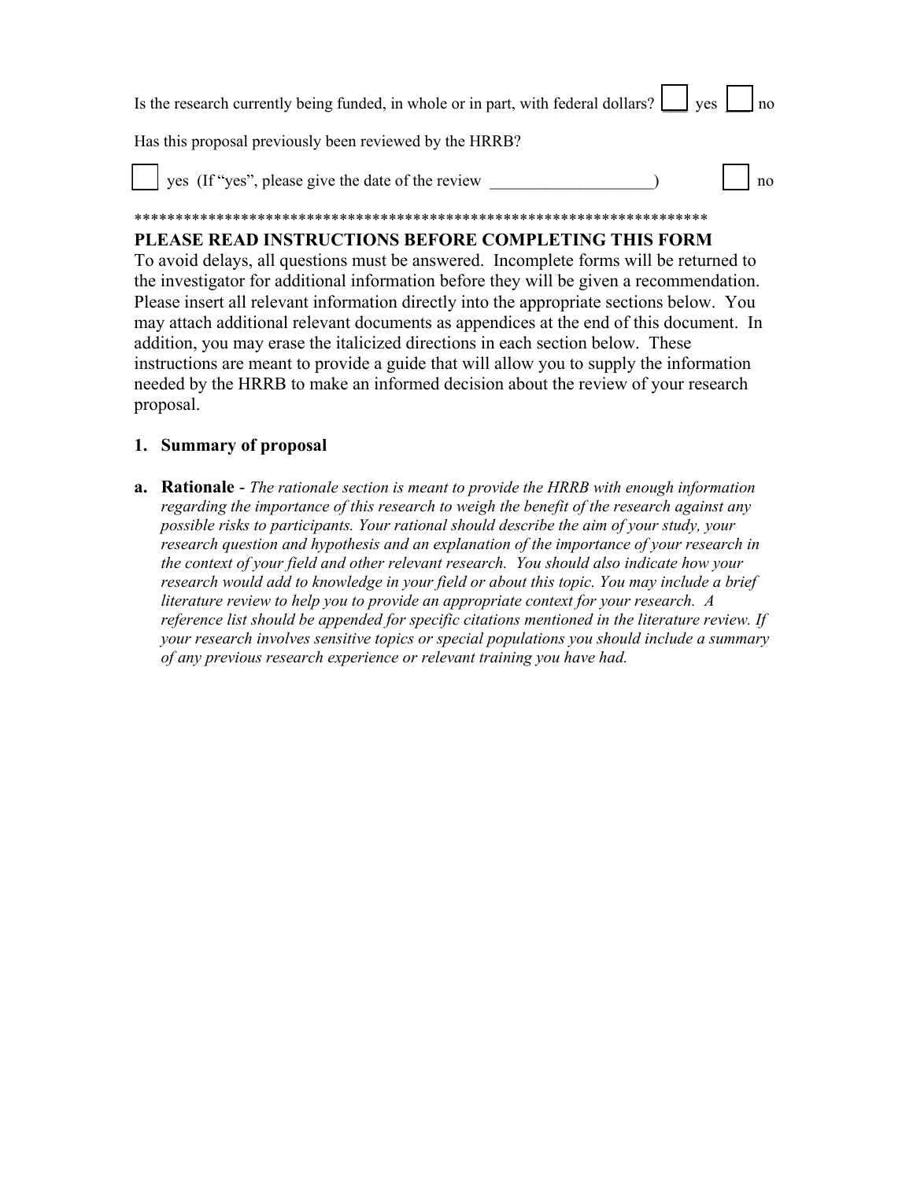Is the research currently being funded, in whole or in part, with federal dollars? ☐ yes ☐ no

Has this proposal previously been reviewed by the HRRB?

☐ yes (If "yes", please give the date of the review ____________________) ☐ no

************************************************************************

**PLEASE READ INSTRUCTIONS BEFORE COMPLETING THIS FORM**

To avoid delays, all questions must be answered. Incomplete forms will be returned to the investigator for additional information before they will be given a recommendation. Please insert all relevant information directly into the appropriate sections below. You may attach additional relevant documents as appendices at the end of this document. In addition, you may erase the italicized directions in each section below. These instructions are meant to provide a guide that will allow you to supply the information needed by the HRRB to make an informed decision about the review of your research proposal.

## 1. Summary of proposal

**a. Rationale** - *The rationale section is meant to provide the HRRB with enough information regarding the importance of this research to weigh the benefit of the research against any possible risks to participants. Your rational should describe the aim of your study, your research question and hypothesis and an explanation of the importance of your research in the context of your field and other relevant research. You should also indicate how your research would add to knowledge in your field or about this topic. You may include a brief literature review to help you to provide an appropriate context for your research. A reference list should be appended for specific citations mentioned in the literature review. If your research involves sensitive topics or special populations you should include a summary of any previous research experience or relevant training you have had.*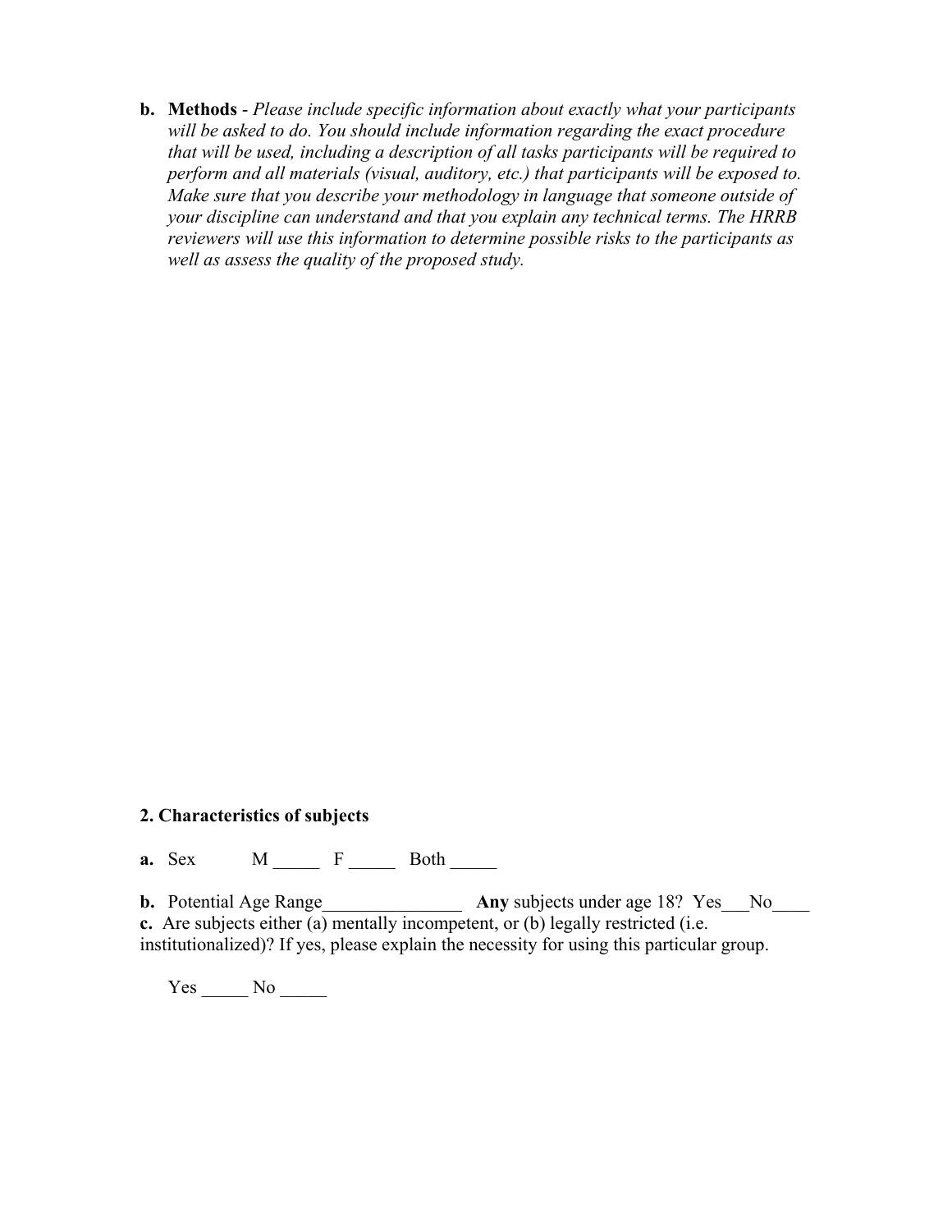**b. Methods** - *Please include specific information about exactly what your participants will be asked to do. You should include information regarding the exact procedure that will be used, including a description of all tasks participants will be required to perform and all materials (visual, auditory, etc.) that participants will be exposed to. Make sure that you describe your methodology in language that someone outside of your discipline can understand and that you explain any technical terms. The HRRB reviewers will use this information to determine possible risks to the participants as well as assess the quality of the proposed study.*

## 2. Characteristics of subjects

**a.** Sex M _____ F _____ Both _____

**b.** Potential Age Range_______________ **Any** subjects under age 18? Yes___No____

**c.** Are subjects either (a) mentally incompetent, or (b) legally restricted (i.e. institutionalized)? If yes, please explain the necessity for using this particular group.

Yes _____ No _____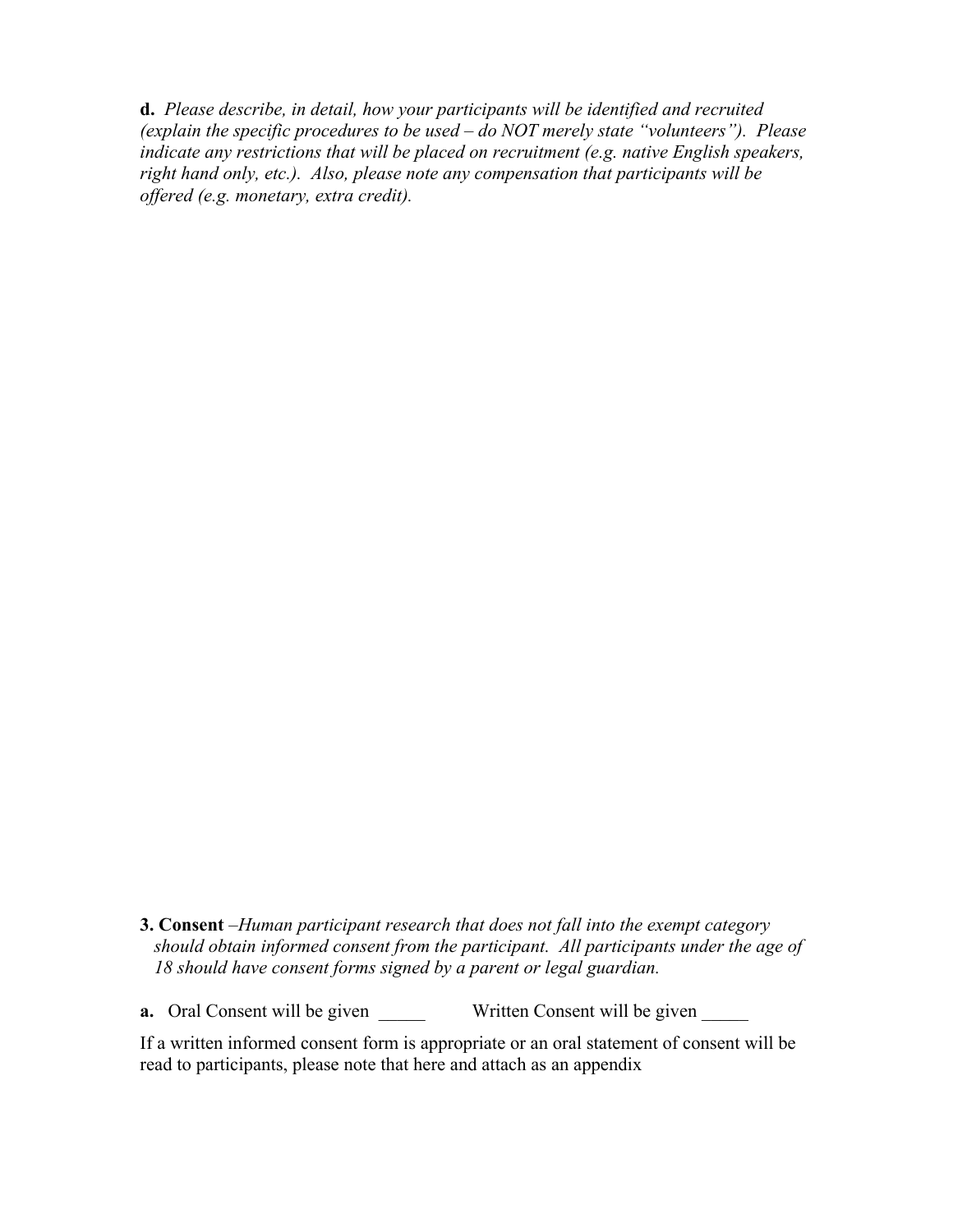**d.** *Please describe, in detail, how your participants will be identified and recruited (explain the specific procedures to be used – do NOT merely state "volunteers"). Please indicate any restrictions that will be placed on recruitment (e.g. native English speakers, right hand only, etc.). Also, please note any compensation that participants will be offered (e.g. monetary, extra credit).*

**3. Consent** –*Human participant research that does not fall into the exempt category should obtain informed consent from the participant. All participants under the age of 18 should have consent forms signed by a parent or legal guardian.*

**a.** Oral Consent will be given _____ Written Consent will be given _____

If a written informed consent form is appropriate or an oral statement of consent will be read to participants, please note that here and attach as an appendix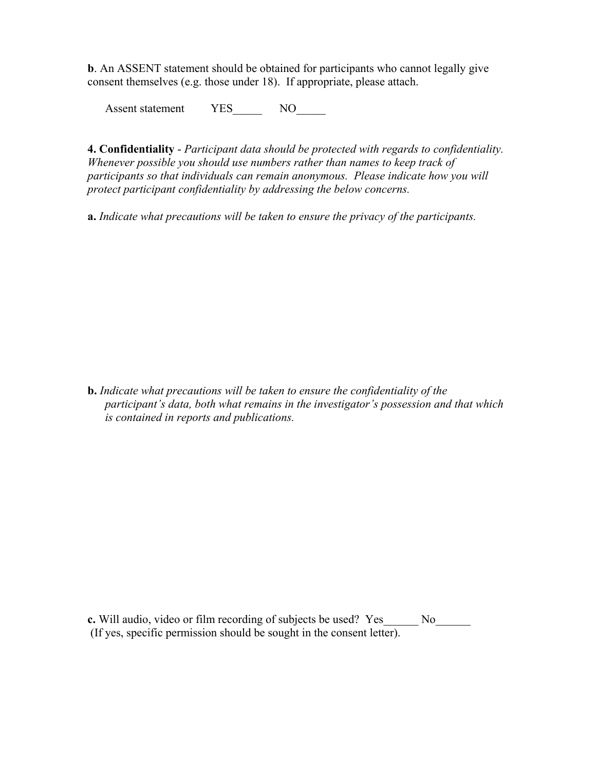**b**. An ASSENT statement should be obtained for participants who cannot legally give consent themselves (e.g. those under 18). If appropriate, please attach.

Assent statement YES_____ NO_____

**4. Confidentiality** - *Participant data should be protected with regards to confidentiality. Whenever possible you should use numbers rather than names to keep track of participants so that individuals can remain anonymous. Please indicate how you will protect participant confidentiality by addressing the below concerns.*

**a.** *Indicate what precautions will be taken to ensure the privacy of the participants.*

**b.** *Indicate what precautions will be taken to ensure the confidentiality of the participant's data, both what remains in the investigator's possession and that which is contained in reports and publications.*

**c.** Will audio, video or film recording of subjects be used? Yes______ No______
(If yes, specific permission should be sought in the consent letter).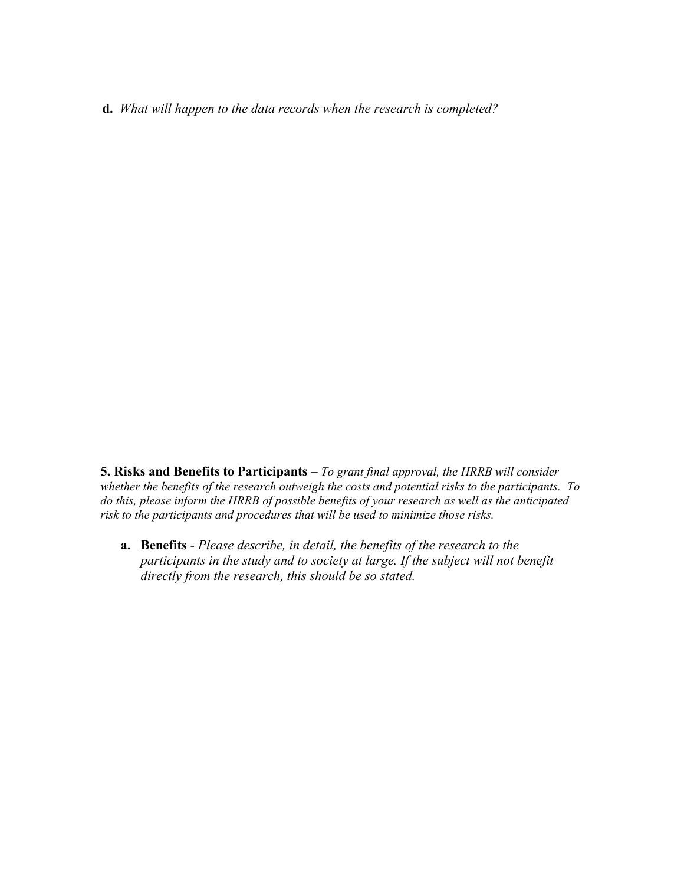**d.** *What will happen to the data records when the research is completed?*

**5. Risks and Benefits to Participants** – *To grant final approval, the HRRB will consider whether the benefits of the research outweigh the costs and potential risks to the participants. To do this, please inform the HRRB of possible benefits of your research as well as the anticipated risk to the participants and procedures that will be used to minimize those risks.*

**a. Benefits** - *Please describe, in detail, the benefits of the research to the participants in the study and to society at large. If the subject will not benefit directly from the research, this should be so stated.*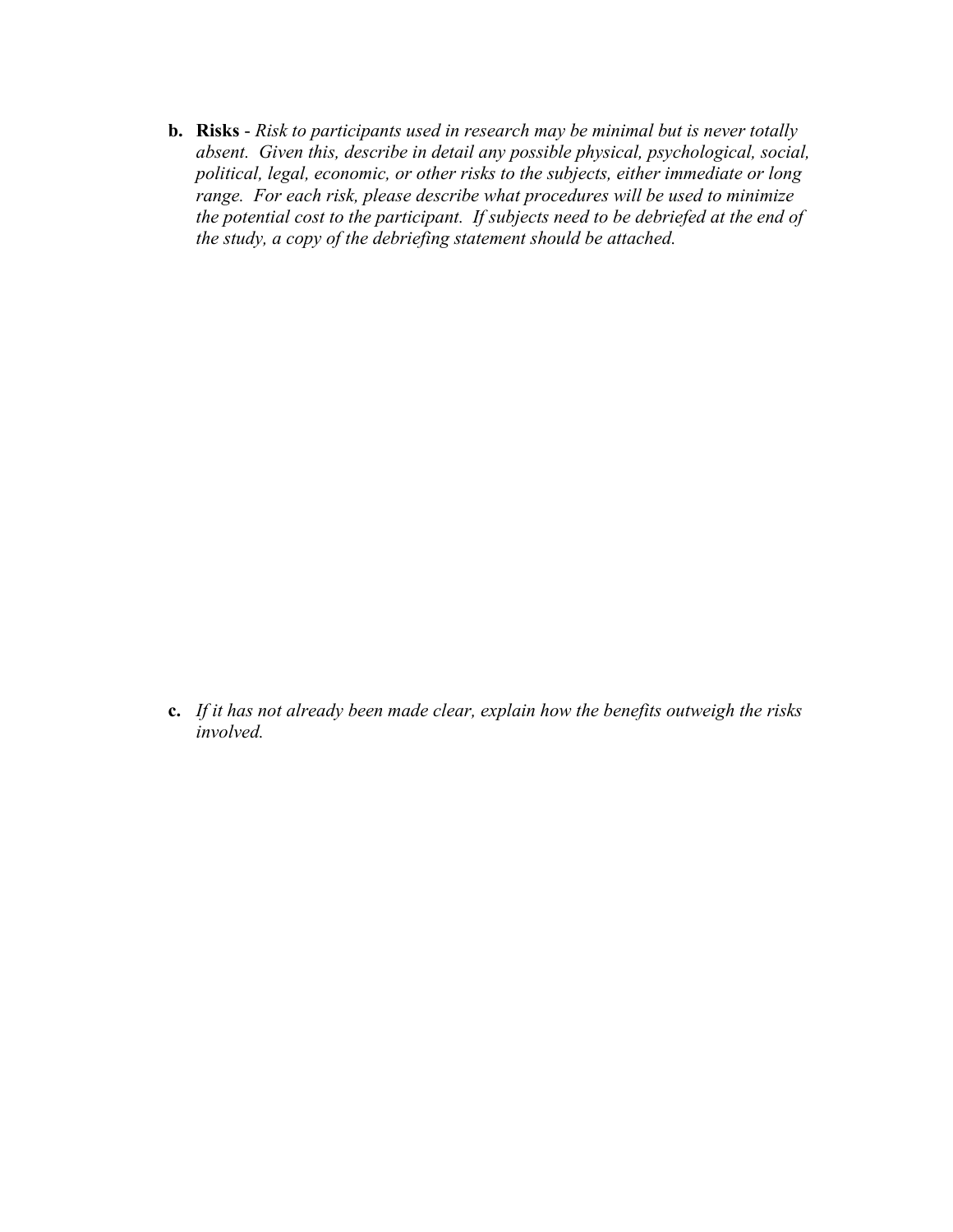**b. Risks** - *Risk to participants used in research may be minimal but is never totally absent. Given this, describe in detail any possible physical, psychological, social, political, legal, economic, or other risks to the subjects, either immediate or long range. For each risk, please describe what procedures will be used to minimize the potential cost to the participant. If subjects need to be debriefed at the end of the study, a copy of the debriefing statement should be attached.*

**c.** *If it has not already been made clear, explain how the benefits outweigh the risks involved.*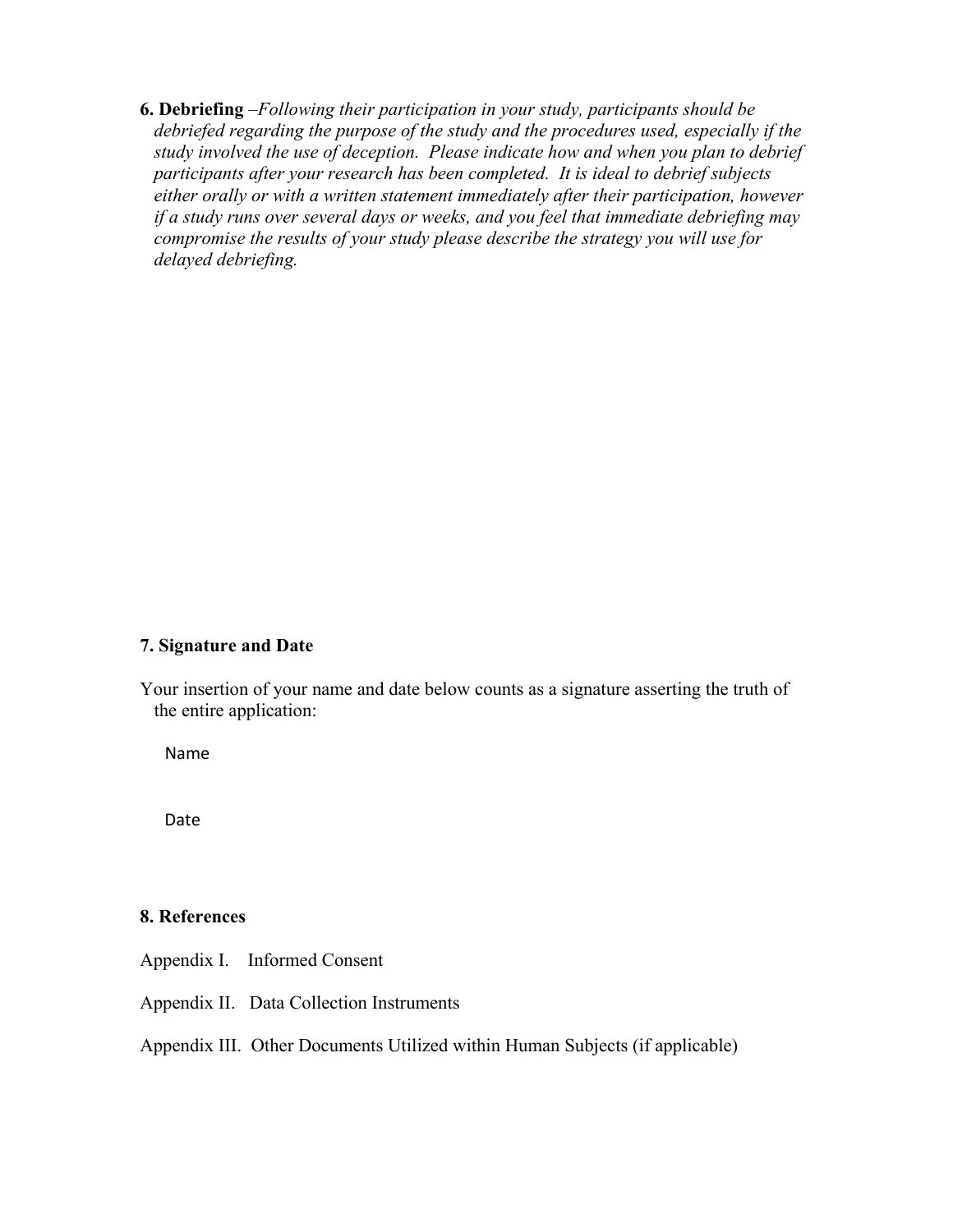**6. Debriefing** –*Following their participation in your study, participants should be debriefed regarding the purpose of the study and the procedures used, especially if the study involved the use of deception. Please indicate how and when you plan to debrief participants after your research has been completed. It is ideal to debrief subjects either orally or with a written statement immediately after their participation, however if a study runs over several days or weeks, and you feel that immediate debriefing may compromise the results of your study please describe the strategy you will use for delayed debriefing.*

**7. Signature and Date**

Your insertion of your name and date below counts as a signature asserting the truth of the entire application:

Name

Date

**8. References**

Appendix I. Informed Consent

Appendix II. Data Collection Instruments

Appendix III. Other Documents Utilized within Human Subjects (if applicable)